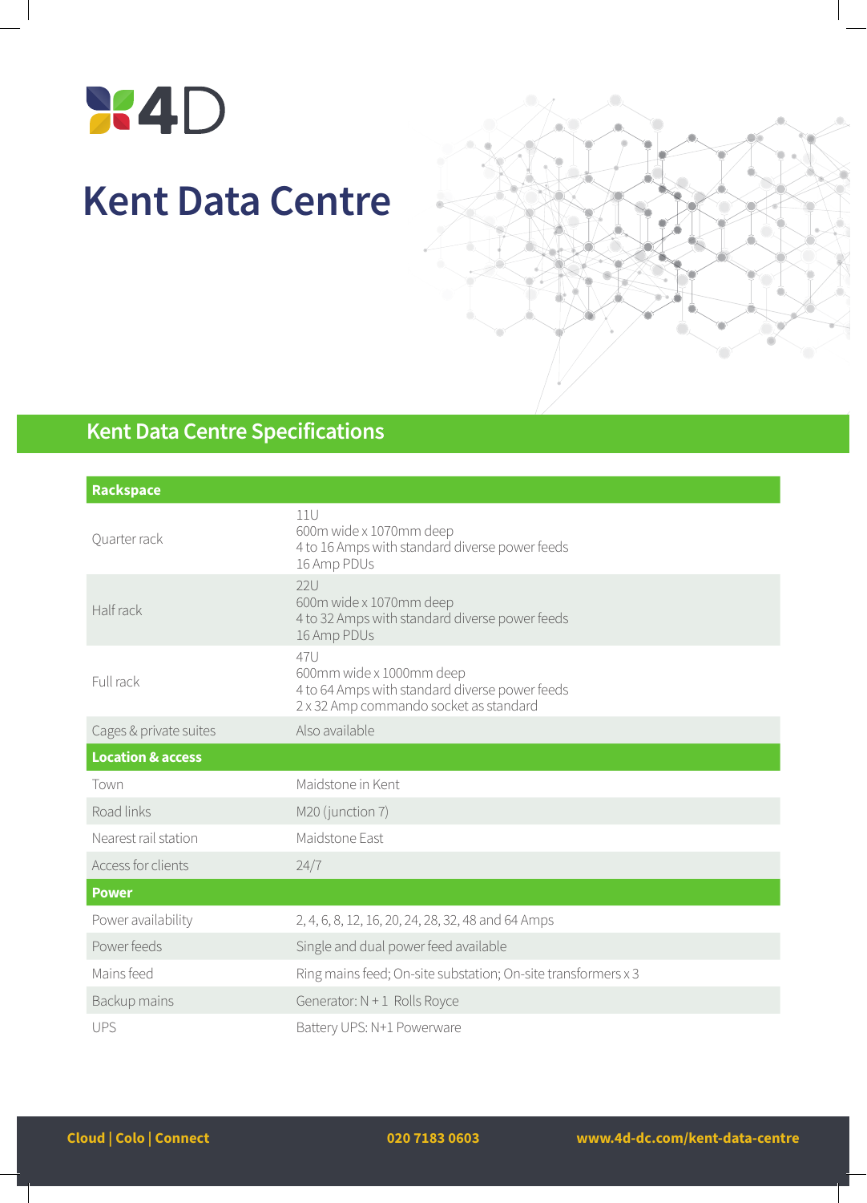4D

# Kent Data Centre

## Kent Data Centre Specifications

| Rackspace | |
|---|---|
| Quarter rack | 11U<br>600m wide x 1070mm deep<br>4 to 16 Amps with standard diverse power feeds<br>16 Amp PDUs |
| Half rack | 22U<br>600m wide x 1070mm deep<br>4 to 32 Amps with standard diverse power feeds<br>16 Amp PDUs |
| Full rack | 47U<br>600mm wide x 1000mm deep<br>4 to 64 Amps with standard diverse power feeds<br>2 x 32 Amp commando socket as standard |
| Cages & private suites | Also available |
| **Location & access** | |
| Town | Maidstone in Kent |
| Road links | M20 (junction 7) |
| Nearest rail station | Maidstone East |
| Access for clients | 24/7 |
| **Power** | |
| Power availability | 2, 4, 6, 8, 12, 16, 20, 24, 28, 32, 48 and 64 Amps |
| Power feeds | Single and dual power feed available |
| Mains feed | Ring mains feed; On-site substation; On-site transformers x 3 |
| Backup mains | Generator: N + 1 Rolls Royce |
| UPS | Battery UPS: N+1 Powerware |

**Cloud | Colo | Connect** **020 7183 0603** **www.4d-dc.com/kent-data-centre**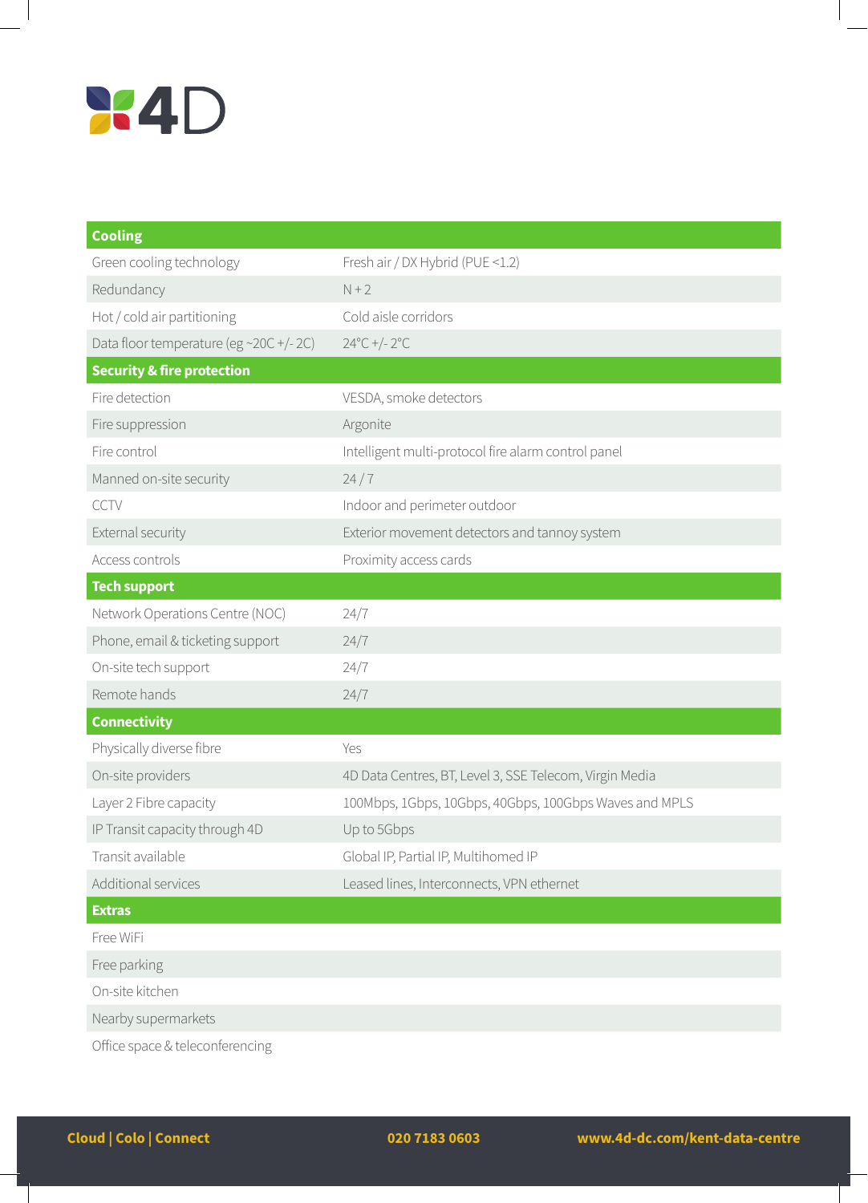4D

| | |
|---|---|
| **Cooling** | |
| Green cooling technology | Fresh air / DX Hybrid (PUE <1.2) |
| Redundancy | N + 2 |
| Hot / cold air partitioning | Cold aisle corridors |
| Data floor temperature (eg ~20C +/- 2C) | 24°C +/- 2°C |
| **Security & fire protection** | |
| Fire detection | VESDA, smoke detectors |
| Fire suppression | Argonite |
| Fire control | Intelligent multi-protocol fire alarm control panel |
| Manned on-site security | 24 / 7 |
| CCTV | Indoor and perimeter outdoor |
| External security | Exterior movement detectors and tannoy system |
| Access controls | Proximity access cards |
| **Tech support** | |
| Network Operations Centre (NOC) | 24/7 |
| Phone, email & ticketing support | 24/7 |
| On-site tech support | 24/7 |
| Remote hands | 24/7 |
| **Connectivity** | |
| Physically diverse fibre | Yes |
| On-site providers | 4D Data Centres, BT, Level 3, SSE Telecom, Virgin Media |
| Layer 2 Fibre capacity | 100Mbps, 1Gbps, 10Gbps, 40Gbps, 100Gbps Waves and MPLS |
| IP Transit capacity through 4D | Up to 5Gbps |
| Transit available | Global IP, Partial IP, Multihomed IP |
| Additional services | Leased lines, Interconnects, VPN ethernet |
| **Extras** | |
| Free WiFi | |
| Free parking | |
| On-site kitchen | |
| Nearby supermarkets | |
| Office space & teleconferencing | |

**Cloud | Colo | Connect** **020 7183 0603** **www.4d-dc.com/kent-data-centre**